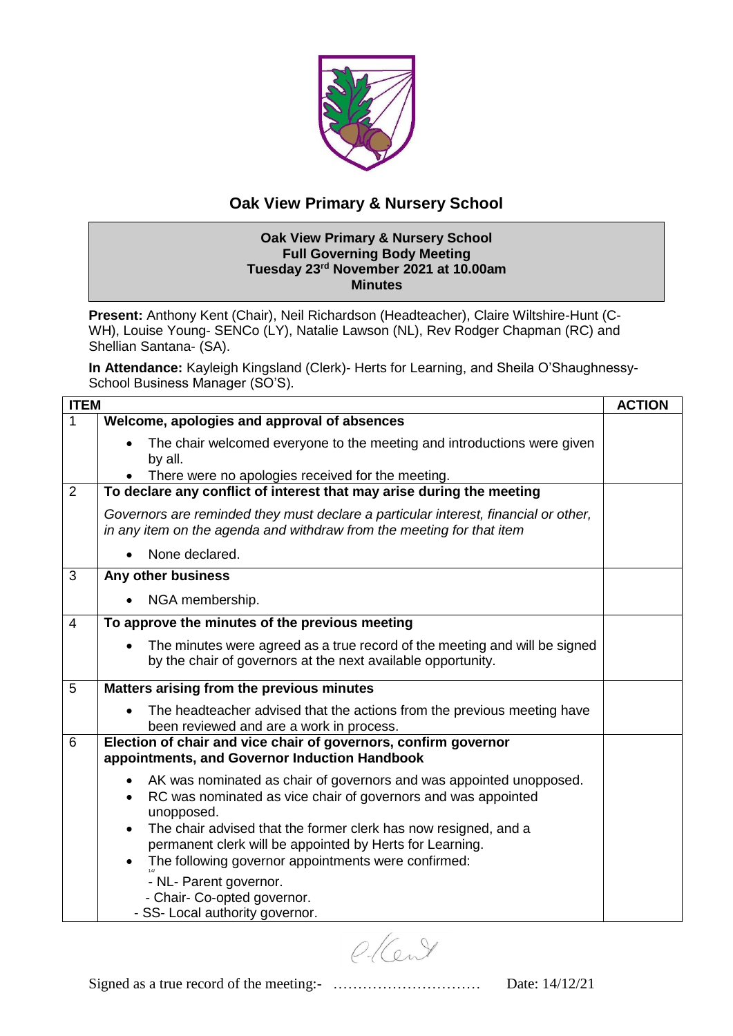# Oak View Primary & Nursery School

**Oak View Primary & Nursery School**
**Full Governing Body Meeting**
**Tuesday 23rd November 2021 at 10.00am**
**Minutes**

**Present:** Anthony Kent (Chair), Neil Richardson (Headteacher), Claire Wiltshire-Hunt (C-WH), Louise Young- SENCo (LY), Natalie Lawson (NL), Rev Rodger Chapman (RC) and Shellian Santana- (SA).

**In Attendance:** Kayleigh Kingsland (Clerk)- Herts for Learning, and Sheila O'Shaughnessy-School Business Manager (SO'S).

| ITEM | | ACTION |
|---|---|---|
| 1 | **Welcome, apologies and approval of absences**<br>• The chair welcomed everyone to the meeting and introductions were given by all.<br>• There were no apologies received for the meeting. | |
| 2 | **To declare any conflict of interest that may arise during the meeting**<br>*Governors are reminded they must declare a particular interest, financial or other, in any item on the agenda and withdraw from the meeting for that item*<br>• None declared. | |
| 3 | **Any other business**<br>• NGA membership. | |
| 4 | **To approve the minutes of the previous meeting**<br>• The minutes were agreed as a true record of the meeting and will be signed by the chair of governors at the next available opportunity. | |
| 5 | **Matters arising from the previous minutes**<br>• The headteacher advised that the actions from the previous meeting have been reviewed and are a work in process. | |
| 6 | **Election of chair and vice chair of governors, confirm governor appointments, and Governor Induction Handbook**<br>• AK was nominated as chair of governors and was appointed unopposed.<br>• RC was nominated as vice chair of governors and was appointed unopposed.<br>• The chair advised that the former clerk has now resigned, and a permanent clerk will be appointed by Herts for Learning.<br>• The following governor appointments were confirmed:<br>- NL- Parent governor.<br>- Chair- Co-opted governor.<br>- SS- Local authority governor. | |

Signed as a true record of the meeting:- ………………………… Date: 14/12/21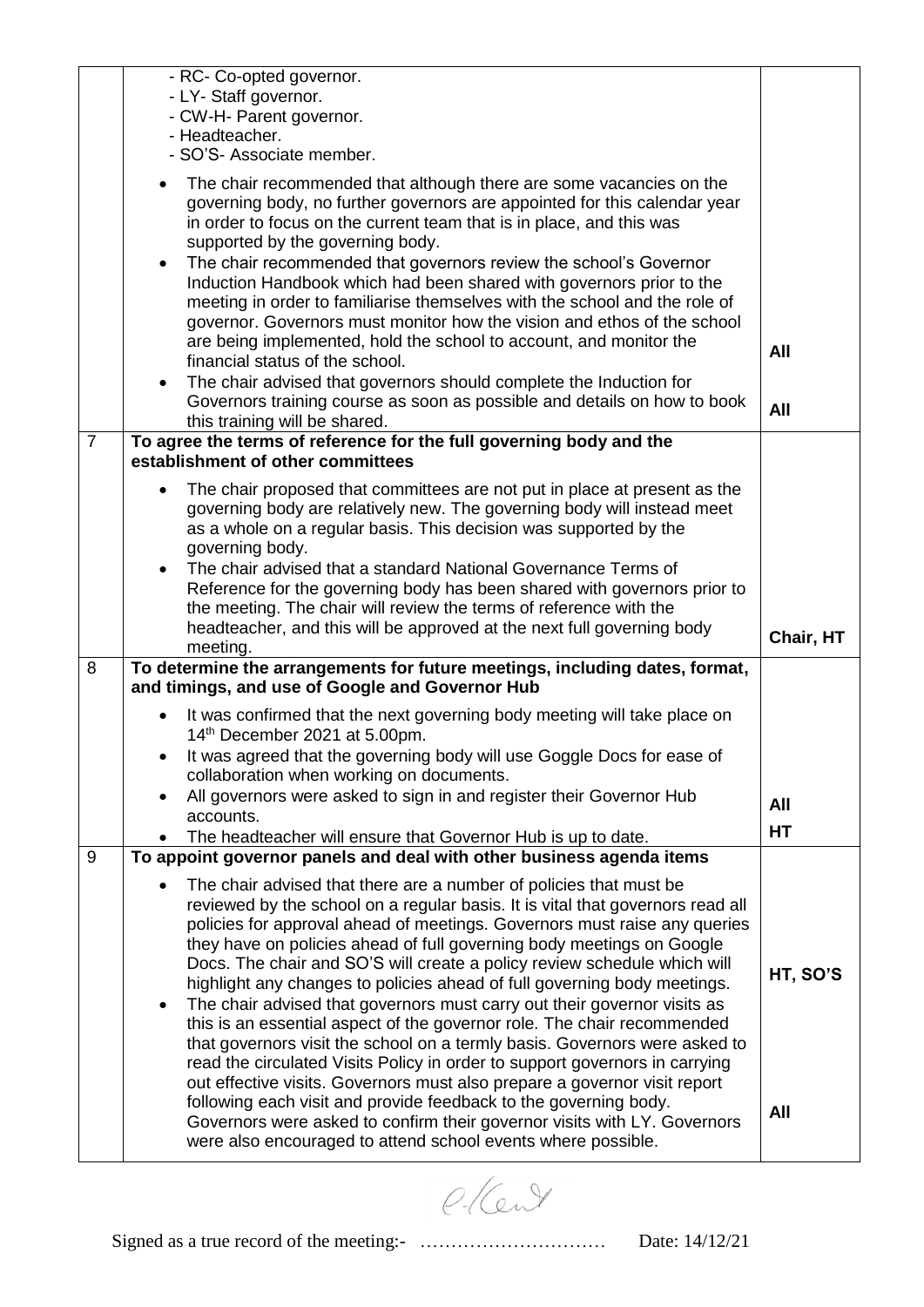| | | |
|---|---|---|
| | - RC- Co-opted governor.<br>- LY- Staff governor.<br>- CW-H- Parent governor.<br>- Headteacher.<br>- SO'S- Associate member.<br><br>• The chair recommended that although there are some vacancies on the governing body, no further governors are appointed for this calendar year in order to focus on the current team that is in place, and this was supported by the governing body.<br>• The chair recommended that governors review the school's Governor Induction Handbook which had been shared with governors prior to the meeting in order to familiarise themselves with the school and the role of governor. Governors must monitor how the vision and ethos of the school are being implemented, hold the school to account, and monitor the financial status of the school.<br>• The chair advised that governors should complete the Induction for Governors training course as soon as possible and details on how to book this training will be shared. | **All**<br><br>**All** |
| 7 | **To agree the terms of reference for the full governing body and the establishment of other committees**<br><br>• The chair proposed that committees are not put in place at present as the governing body are relatively new. The governing body will instead meet as a whole on a regular basis. This decision was supported by the governing body.<br>• The chair advised that a standard National Governance Terms of Reference for the governing body has been shared with governors prior to the meeting. The chair will review the terms of reference with the headteacher, and this will be approved at the next full governing body meeting. | **Chair, HT** |
| 8 | **To determine the arrangements for future meetings, including dates, format, and timings, and use of Google and Governor Hub**<br><br>• It was confirmed that the next governing body meeting will take place on 14th December 2021 at 5.00pm.<br>• It was agreed that the governing body will use Goggle Docs for ease of collaboration when working on documents.<br>• All governors were asked to sign in and register their Governor Hub accounts.<br>• The headteacher will ensure that Governor Hub is up to date. | **All**<br>**HT** |
| 9 | **To appoint governor panels and deal with other business agenda items**<br><br>• The chair advised that there are a number of policies that must be reviewed by the school on a regular basis. It is vital that governors read all policies for approval ahead of meetings. Governors must raise any queries they have on policies ahead of full governing body meetings on Google Docs. The chair and SO'S will create a policy review schedule which will highlight any changes to policies ahead of full governing body meetings.<br>• The chair advised that governors must carry out their governor visits as this is an essential aspect of the governor role. The chair recommended that governors visit the school on a termly basis. Governors were asked to read the circulated Visits Policy in order to support governors in carrying out effective visits. Governors must also prepare a governor visit report following each visit and provide feedback to the governing body. Governors were asked to confirm their governor visits with LY. Governors were also encouraged to attend school events where possible. | **HT, SO'S**<br><br>**All** |

Signed as a true record of the meeting:- ………………………… Date: 14/12/21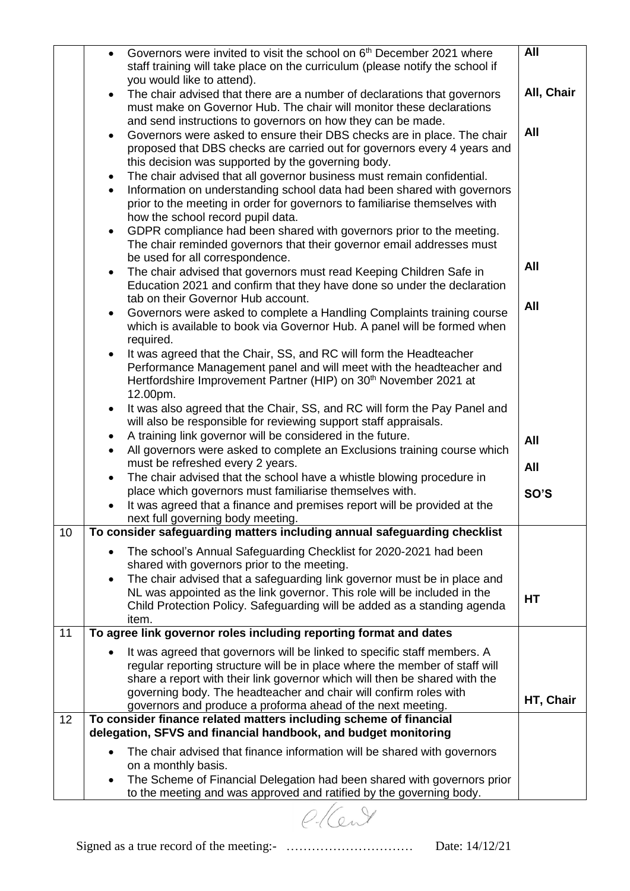| | | |
|---|---|---|
| | • Governors were invited to visit the school on 6th December 2021 where staff training will take place on the curriculum (please notify the school if you would like to attend).<br>• The chair advised that there are a number of declarations that governors must make on Governor Hub. The chair will monitor these declarations and send instructions to governors on how they can be made.<br>• Governors were asked to ensure their DBS checks are in place. The chair proposed that DBS checks are carried out for governors every 4 years and this decision was supported by the governing body.<br>• The chair advised that all governor business must remain confidential.<br>• Information on understanding school data had been shared with governors prior to the meeting in order for governors to familiarise themselves with how the school record pupil data.<br>• GDPR compliance had been shared with governors prior to the meeting. The chair reminded governors that their governor email addresses must be used for all correspondence.<br>• The chair advised that governors must read Keeping Children Safe in Education 2021 and confirm that they have done so under the declaration tab on their Governor Hub account.<br>• Governors were asked to complete a Handling Complaints training course which is available to book via Governor Hub. A panel will be formed when required.<br>• It was agreed that the Chair, SS, and RC will form the Headteacher Performance Management panel and will meet with the headteacher and Hertfordshire Improvement Partner (HIP) on 30th November 2021 at 12.00pm.<br>• It was also agreed that the Chair, SS, and RC will form the Pay Panel and will also be responsible for reviewing support staff appraisals.<br>• A training link governor will be considered in the future.<br>• All governors were asked to complete an Exclusions training course which must be refreshed every 2 years.<br>• The chair advised that the school have a whistle blowing procedure in place which governors must familiarise themselves with.<br>• It was agreed that a finance and premises report will be provided at the next full governing body meeting. | **All**<br><br>**All, Chair**<br><br>**All**<br><br><br><br><br>**All**<br><br>**All**<br><br><br><br><br>**All**<br><br>**All**<br><br>**SO'S** |
| 10 | **To consider safeguarding matters including annual safeguarding checklist** | |
| | • The school's Annual Safeguarding Checklist for 2020-2021 had been shared with governors prior to the meeting.<br>• The chair advised that a safeguarding link governor must be in place and NL was appointed as the link governor. This role will be included in the Child Protection Policy. Safeguarding will be added as a standing agenda item. | **HT** |
| 11 | **To agree link governor roles including reporting format and dates** | |
| | • It was agreed that governors will be linked to specific staff members. A regular reporting structure will be in place where the member of staff will share a report with their link governor which will then be shared with the governing body. The headteacher and chair will confirm roles with governors and produce a proforma ahead of the next meeting. | **HT, Chair** |
| 12 | **To consider finance related matters including scheme of financial delegation, SFVS and financial handbook, and budget monitoring** | |
| | • The chair advised that finance information will be shared with governors on a monthly basis.<br>• The Scheme of Financial Delegation had been shared with governors prior to the meeting and was approved and ratified by the governing body. | |

Signed as a true record of the meeting:- ………………………… Date: 14/12/21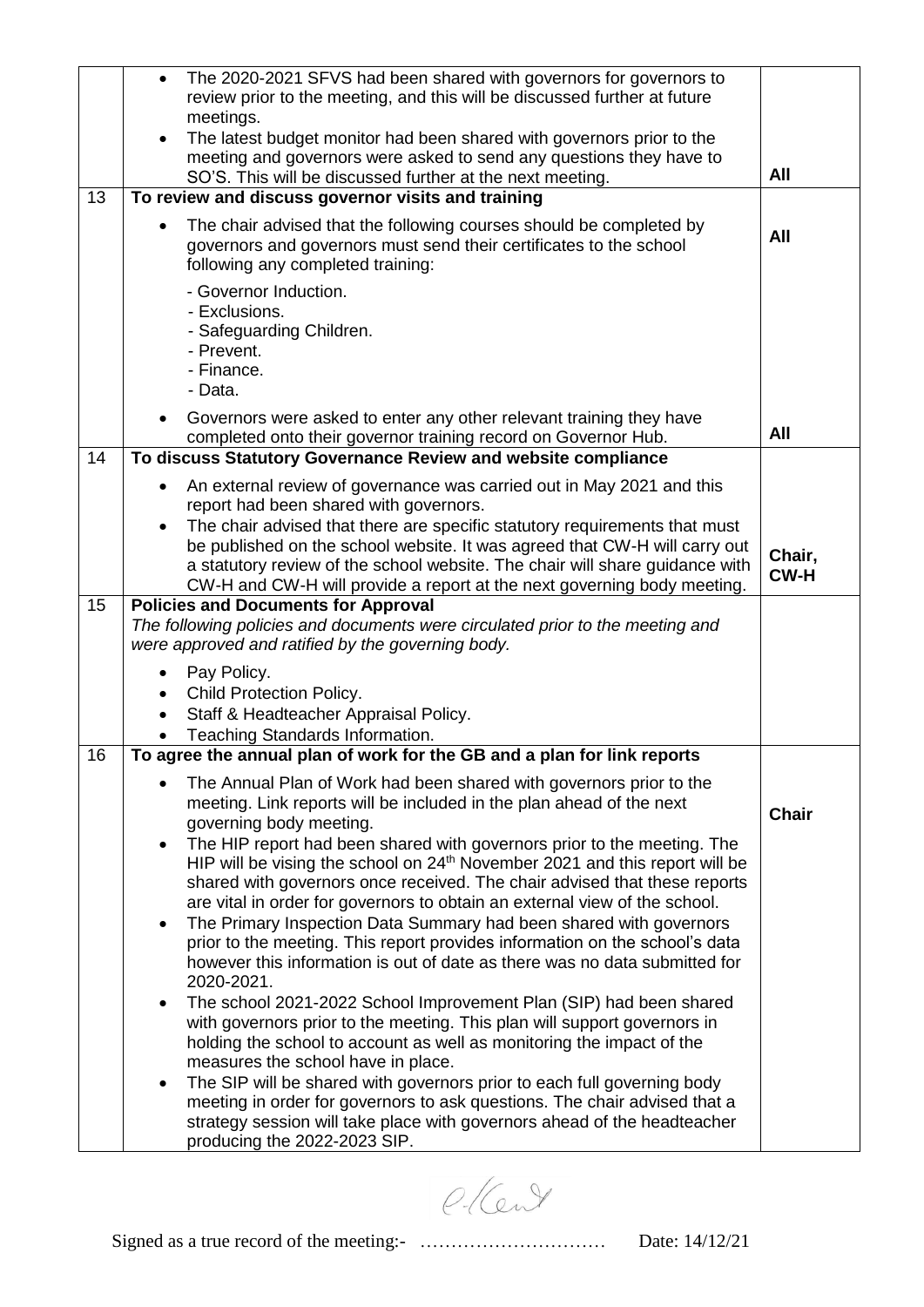| | | |
|---|---|---|
| | • The 2020-2021 SFVS had been shared with governors for governors to review prior to the meeting, and this will be discussed further at future meetings.<br>• The latest budget monitor had been shared with governors prior to the meeting and governors were asked to send any questions they have to SO'S. This will be discussed further at the next meeting. | **All** |
| 13 | **To review and discuss governor visits and training** | |
| | • The chair advised that the following courses should be completed by governors and governors must send their certificates to the school following any completed training:<br><br>- Governor Induction.<br>- Exclusions.<br>- Safeguarding Children.<br>- Prevent.<br>- Finance.<br>- Data. | **All** |
| | • Governors were asked to enter any other relevant training they have completed onto their governor training record on Governor Hub. | **All** |
| 14 | **To discuss Statutory Governance Review and website compliance** | |
| | • An external review of governance was carried out in May 2021 and this report had been shared with governors.<br>• The chair advised that there are specific statutory requirements that must be published on the school website. It was agreed that CW-H will carry out a statutory review of the school website. The chair will share guidance with CW-H and CW-H will provide a report at the next governing body meeting. | **Chair, CW-H** |
| 15 | **Policies and Documents for Approval**<br>*The following policies and documents were circulated prior to the meeting and were approved and ratified by the governing body.* | |
| | • Pay Policy.<br>• Child Protection Policy.<br>• Staff & Headteacher Appraisal Policy.<br>• Teaching Standards Information. | |
| 16 | **To agree the annual plan of work for the GB and a plan for link reports** | |
| | • The Annual Plan of Work had been shared with governors prior to the meeting. Link reports will be included in the plan ahead of the next governing body meeting.<br>• The HIP report had been shared with governors prior to the meeting. The HIP will be vising the school on 24th November 2021 and this report will be shared with governors once received. The chair advised that these reports are vital in order for governors to obtain an external view of the school.<br>• The Primary Inspection Data Summary had been shared with governors prior to the meeting. This report provides information on the school's data however this information is out of date as there was no data submitted for 2020-2021.<br>• The school 2021-2022 School Improvement Plan (SIP) had been shared with governors prior to the meeting. This plan will support governors in holding the school to account as well as monitoring the impact of the measures the school have in place.<br>• The SIP will be shared with governors prior to each full governing body meeting in order for governors to ask questions. The chair advised that a strategy session will take place with governors ahead of the headteacher producing the 2022-2023 SIP. | **Chair** |

Signed as a true record of the meeting:- ………………………… Date: 14/12/21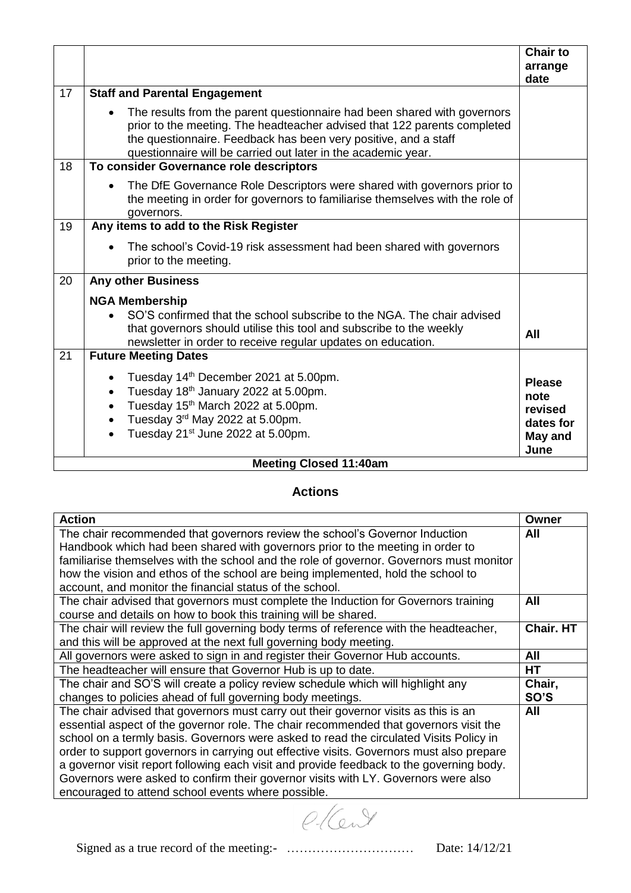| | | |
|---|---|---|
| | | **Chair to arrange date** |
| 17 | **Staff and Parental Engagement** | |
| | • The results from the parent questionnaire had been shared with governors prior to the meeting. The headteacher advised that 122 parents completed the questionnaire. Feedback has been very positive, and a staff questionnaire will be carried out later in the academic year. | |
| 18 | **To consider Governance role descriptors** | |
| | • The DfE Governance Role Descriptors were shared with governors prior to the meeting in order for governors to familiarise themselves with the role of governors. | |
| 19 | **Any items to add to the Risk Register** | |
| | • The school's Covid-19 risk assessment had been shared with governors prior to the meeting. | |
| 20 | **Any other Business** | |
| | **NGA Membership** <br> • SO'S confirmed that the school subscribe to the NGA. The chair advised that governors should utilise this tool and subscribe to the weekly newsletter in order to receive regular updates on education. | **All** |
| 21 | **Future Meeting Dates** | |
| | • Tuesday 14th December 2021 at 5.00pm. <br> • Tuesday 18th January 2022 at 5.00pm. <br> • Tuesday 15th March 2022 at 5.00pm. <br> • Tuesday 3rd May 2022 at 5.00pm. <br> • Tuesday 21st June 2022 at 5.00pm. | **Please note revised dates for May and June** |
| | **Meeting Closed 11:40am** | |

## Actions

| Action | Owner |
|---|---|
| The chair recommended that governors review the school's Governor Induction Handbook which had been shared with governors prior to the meeting in order to familiarise themselves with the school and the role of governor. Governors must monitor how the vision and ethos of the school are being implemented, hold the school to account, and monitor the financial status of the school. | **All** |
| The chair advised that governors must complete the Induction for Governors training course and details on how to book this training will be shared. | **All** |
| The chair will review the full governing body terms of reference with the headteacher, and this will be approved at the next full governing body meeting. | **Chair. HT** |
| All governors were asked to sign in and register their Governor Hub accounts. | **All** |
| The headteacher will ensure that Governor Hub is up to date. | **HT** |
| The chair and SO'S will create a policy review schedule which will highlight any changes to policies ahead of full governing body meetings. | **Chair, SO'S** |
| The chair advised that governors must carry out their governor visits as this is an essential aspect of the governor role. The chair recommended that governors visit the school on a termly basis. Governors were asked to read the circulated Visits Policy in order to support governors in carrying out effective visits. Governors must also prepare a governor visit report following each visit and provide feedback to the governing body. Governors were asked to confirm their governor visits with LY. Governors were also encouraged to attend school events where possible. | **All** |

Signed as a true record of the meeting:- ………………………… Date: 14/12/21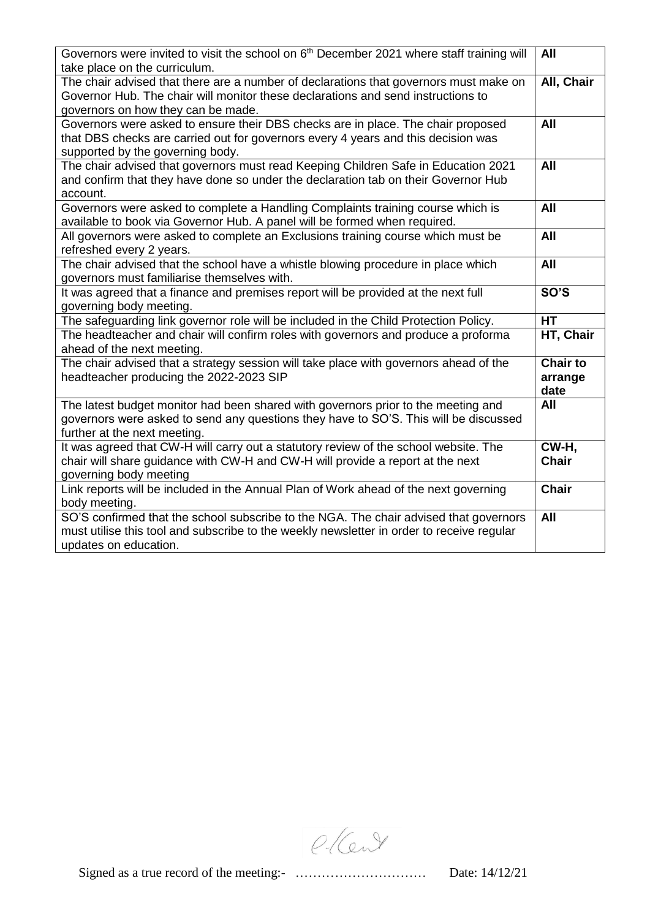| | |
|---|---|
| Governors were invited to visit the school on 6th December 2021 where staff training will take place on the curriculum. | **All** |
| The chair advised that there are a number of declarations that governors must make on Governor Hub. The chair will monitor these declarations and send instructions to governors on how they can be made. | **All, Chair** |
| Governors were asked to ensure their DBS checks are in place. The chair proposed that DBS checks are carried out for governors every 4 years and this decision was supported by the governing body. | **All** |
| The chair advised that governors must read Keeping Children Safe in Education 2021 and confirm that they have done so under the declaration tab on their Governor Hub account. | **All** |
| Governors were asked to complete a Handling Complaints training course which is available to book via Governor Hub. A panel will be formed when required. | **All** |
| All governors were asked to complete an Exclusions training course which must be refreshed every 2 years. | **All** |
| The chair advised that the school have a whistle blowing procedure in place which governors must familiarise themselves with. | **All** |
| It was agreed that a finance and premises report will be provided at the next full governing body meeting. | **SO'S** |
| The safeguarding link governor role will be included in the Child Protection Policy. | **HT** |
| The headteacher and chair will confirm roles with governors and produce a proforma ahead of the next meeting. | **HT, Chair** |
| The chair advised that a strategy session will take place with governors ahead of the headteacher producing the 2022-2023 SIP | **Chair to arrange date** |
| The latest budget monitor had been shared with governors prior to the meeting and governors were asked to send any questions they have to SO'S. This will be discussed further at the next meeting. | **All** |
| It was agreed that CW-H will carry out a statutory review of the school website. The chair will share guidance with CW-H and CW-H will provide a report at the next governing body meeting | **CW-H, Chair** |
| Link reports will be included in the Annual Plan of Work ahead of the next governing body meeting. | **Chair** |
| SO'S confirmed that the school subscribe to the NGA. The chair advised that governors must utilise this tool and subscribe to the weekly newsletter in order to receive regular updates on education. | **All** |

Signed as a true record of the meeting:- ………………………… Date: 14/12/21